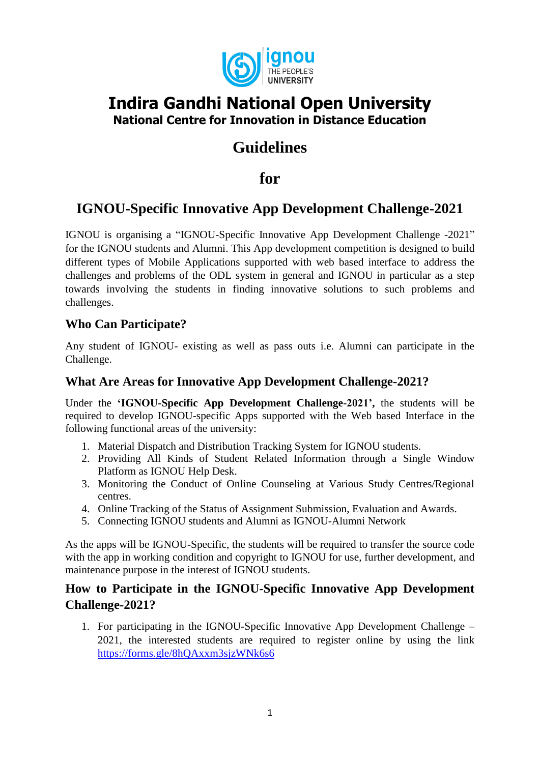# Indira Gandhi National Open University

**National Centre for Innovation in Distance Education**

# Guidelines

# for

# IGNOU-Specific Innovative App Development Challenge-2021

IGNOU is organising a "IGNOU-Specific Innovative App Development Challenge -2021" for the IGNOU students and Alumni. This App development competition is designed to build different types of Mobile Applications supported with web based interface to address the challenges and problems of the ODL system in general and IGNOU in particular as a step towards involving the students in finding innovative solutions to such problems and challenges.

## Who Can Participate?

Any student of IGNOU- existing as well as pass outs i.e. Alumni can participate in the Challenge.

## What Are Areas for Innovative App Development Challenge-2021?

Under the **'IGNOU-Specific App Development Challenge-2021',** the students will be required to develop IGNOU-specific Apps supported with the Web based Interface in the following functional areas of the university:

1. Material Dispatch and Distribution Tracking System for IGNOU students.
2. Providing All Kinds of Student Related Information through a Single Window Platform as IGNOU Help Desk.
3. Monitoring the Conduct of Online Counseling at Various Study Centres/Regional centres.
4. Online Tracking of the Status of Assignment Submission, Evaluation and Awards.
5. Connecting IGNOU students and Alumni as IGNOU-Alumni Network

As the apps will be IGNOU-Specific, the students will be required to transfer the source code with the app in working condition and copyright to IGNOU for use, further development, and maintenance purpose in the interest of IGNOU students.

## How to Participate in the IGNOU-Specific Innovative App Development Challenge-2021?

1. For participating in the IGNOU-Specific Innovative App Development Challenge – 2021, the interested students are required to register online by using the link [https://forms.gle/8hQAxxm3sjzWNk6s6](https://forms.gle/8hQAxxm3sjzWNk6s6)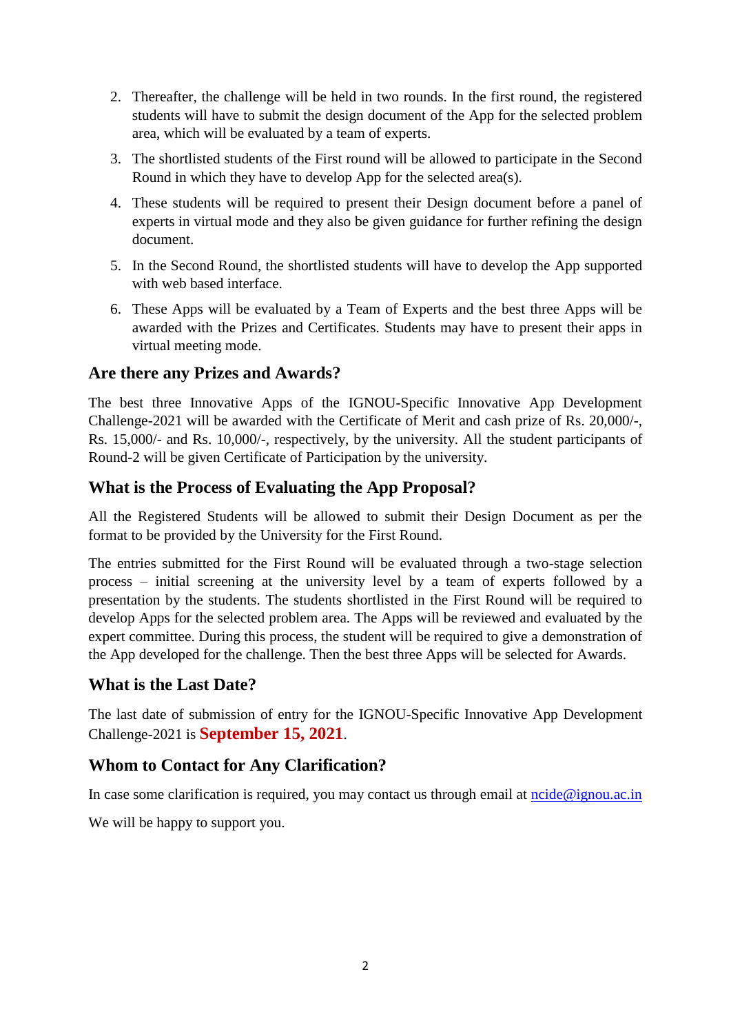2. Thereafter, the challenge will be held in two rounds. In the first round, the registered students will have to submit the design document of the App for the selected problem area, which will be evaluated by a team of experts.
3. The shortlisted students of the First round will be allowed to participate in the Second Round in which they have to develop App for the selected area(s).
4. These students will be required to present their Design document before a panel of experts in virtual mode and they also be given guidance for further refining the design document.
5. In the Second Round, the shortlisted students will have to develop the App supported with web based interface.
6. These Apps will be evaluated by a Team of Experts and the best three Apps will be awarded with the Prizes and Certificates. Students may have to present their apps in virtual meeting mode.

## Are there any Prizes and Awards?

The best three Innovative Apps of the IGNOU-Specific Innovative App Development Challenge-2021 will be awarded with the Certificate of Merit and cash prize of Rs. 20,000/-, Rs. 15,000/- and Rs. 10,000/-, respectively, by the university. All the student participants of Round-2 will be given Certificate of Participation by the university.

## What is the Process of Evaluating the App Proposal?

All the Registered Students will be allowed to submit their Design Document as per the format to be provided by the University for the First Round.

The entries submitted for the First Round will be evaluated through a two-stage selection process – initial screening at the university level by a team of experts followed by a presentation by the students. The students shortlisted in the First Round will be required to develop Apps for the selected problem area. The Apps will be reviewed and evaluated by the expert committee. During this process, the student will be required to give a demonstration of the App developed for the challenge. Then the best three Apps will be selected for Awards.

## What is the Last Date?

The last date of submission of entry for the IGNOU-Specific Innovative App Development Challenge-2021 is **September 15, 2021**.

## Whom to Contact for Any Clarification?

In case some clarification is required, you may contact us through email at ncide@ignou.ac.in

We will be happy to support you.